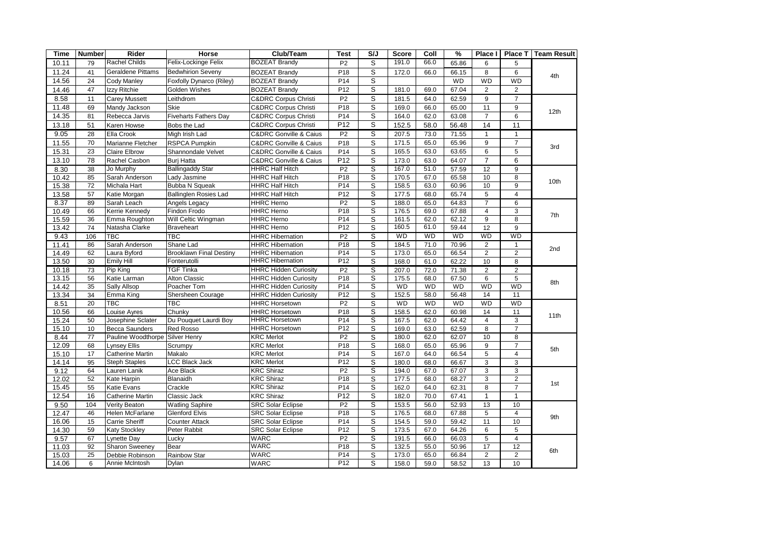| Time | Number | Rider | Horse | Club/Team | Test | S/J | Score | Coll | % | Place I | Place T | Team Result |
|---|---|---|---|---|---|---|---|---|---|---|---|---|
| 10.11 | 79 | Rachel Childs | Felix-Lockinge Felix | BOZEAT Brandy | P2 | S | 191.0 | 66.0 | 65.86 | 6 | 5 | 4th |
| 11.24 | 41 | Geraldene Pittams | Bedwhirion Seveny | BOZEAT Brandy | P18 | S | 172.0 | 66.0 | 66.15 | 8 | 6 | |
| 14.56 | 24 | Cody Manley | Foxfolly Dynarco (Riley) | BOZEAT Brandy | P14 | S | | | WD | WD | WD | |
| 14.46 | 47 | Izzy Ritchie | Golden Wishes | BOZEAT Brandy | P12 | S | 181.0 | 69.0 | 67.04 | 2 | 2 | |
| 8.58 | 11 | Carey Mussett | Leithdrom | C&DRC Corpus Christi | P2 | S | 181.5 | 64.0 | 62.59 | 9 | 7 | 12th |
| 11.48 | 69 | Mandy Jackson | Skie | C&DRC Corpus Christi | P18 | S | 169.0 | 66.0 | 65.00 | 11 | 9 | |
| 14.35 | 81 | Rebecca Jarvis | Fiveharts Fathers Day | C&DRC Corpus Christi | P14 | S | 164.0 | 62.0 | 63.08 | 7 | 6 | |
| 13.18 | 51 | Karen Howse | Bobs the Lad | C&DRC Corpus Christi | P12 | S | 152.5 | 58.0 | 56.48 | 14 | 11 | |
| 9.05 | 28 | Ella Crook | Migh Irish Lad | C&DRC Gonville & Caius | P2 | S | 207.5 | 73.0 | 71.55 | 1 | 1 | 3rd |
| 11.55 | 70 | Marianne Fletcher | RSPCA Pumpkin | C&DRC Gonville & Caius | P18 | S | 171.5 | 65.0 | 65.96 | 9 | 7 | |
| 15.31 | 23 | Claire Elbrow | Shannondale Velvet | C&DRC Gonville & Caius | P14 | S | 165.5 | 63.0 | 63.65 | 6 | 5 | |
| 13.10 | 78 | Rachel Casbon | Burj Hatta | C&DRC Gonville & Caius | P12 | S | 173.0 | 63.0 | 64.07 | 7 | 6 | |
| 8.30 | 38 | Jo Murphy | Ballingaddy Star | HHRC Half Hitch | P2 | S | 167.0 | 51.0 | 57.59 | 12 | 9 | 10th |
| 10.42 | 85 | Sarah Anderson | Lady Jasmine | HHRC Half Hitch | P18 | S | 170.5 | 67.0 | 65.58 | 10 | 8 | |
| 15.38 | 72 | Michala Hart | Bubba N Squeak | HHRC Half Hitch | P14 | S | 158.5 | 63.0 | 60.96 | 10 | 9 | |
| 13.58 | 57 | Katie Morgan | Ballinglen Rosies Lad | HHRC Half Hitch | P12 | S | 177.5 | 68.0 | 65.74 | 5 | 4 | |
| 8.37 | 89 | Sarah Leach | Angels Legacy | HHRC Herno | P2 | S | 188.0 | 65.0 | 64.83 | 7 | 6 | 7th |
| 10.49 | 66 | Kerrie Kennedy | Findon Frodo | HHRC Herno | P18 | S | 176.5 | 69.0 | 67.88 | 4 | 3 | |
| 15.59 | 36 | Emma Roughton | Will Celtic Wingman | HHRC Herno | P14 | S | 161.5 | 62.0 | 62.12 | 9 | 8 | |
| 13.42 | 74 | Natasha Clarke | Braveheart | HHRC Herno | P12 | S | 160.5 | 61.0 | 59.44 | 12 | 9 | |
| 9.43 | 106 | TBC | TBC | HHRC Hibernation | P2 | S | WD | WD | WD | WD | WD | 2nd |
| 11.41 | 86 | Sarah Anderson | Shane Lad | HHRC Hibernation | P18 | S | 184.5 | 71.0 | 70.96 | 2 | 1 | |
| 14.49 | 62 | Laura Byford | Brooklawn Final Destiny | HHRC Hibernation | P14 | S | 173.0 | 65.0 | 66.54 | 2 | 2 | |
| 13.50 | 30 | Emily Hill | Fonterutolli | HHRC Hibernation | P12 | S | 168.0 | 61.0 | 62.22 | 10 | 8 | |
| 10.18 | 73 | Pip King | TGF Tinka | HHRC Hidden Curiosity | P2 | S | 207.0 | 72.0 | 71.38 | 2 | 2 | 8th |
| 13.15 | 56 | Katie Larman | Alton Classic | HHRC Hidden Curiosity | P18 | S | 175.5 | 68.0 | 67.50 | 6 | 5 | |
| 14.42 | 35 | Sally Allsop | Poacher Tom | HHRC Hidden Curiosity | P14 | S | WD | WD | WD | WD | WD | |
| 13.34 | 34 | Emma King | Shersheen Courage | HHRC Hidden Curiosity | P12 | S | 152.5 | 58.0 | 56.48 | 14 | 11 | |
| 8.51 | 20 | TBC | TBC | HHRC Horsetown | P2 | S | WD | WD | WD | WD | WD | 11th |
| 10.56 | 66 | Louise Ayres | Chunky | HHRC Horsetown | P18 | S | 158.5 | 62.0 | 60.98 | 14 | 11 | |
| 15.24 | 50 | Josephine Sclater | Du Pouquet Laurdi Boy | HHRC Horsetown | P14 | S | 167.5 | 62.0 | 64.42 | 4 | 3 | |
| 15.10 | 10 | Becca Saunders | Red Rosso | HHRC Horsetown | P12 | S | 169.0 | 63.0 | 62.59 | 8 | 7 | |
| 8.44 | 77 | Pauline Woodthorpe | Silver Henry | KRC Merlot | P2 | S | 180.0 | 62.0 | 62.07 | 10 | 8 | 5th |
| 12.09 | 68 | Lynsey Ellis | Scrumpy | KRC Merlot | P18 | S | 168.0 | 65.0 | 65.96 | 9 | 7 | |
| 15.10 | 17 | Catherine Martin | Makalo | KRC Merlot | P14 | S | 167.0 | 64.0 | 66.54 | 5 | 4 | |
| 14.14 | 95 | Steph Staples | LCC Black Jack | KRC Merlot | P12 | S | 180.0 | 68.0 | 66.67 | 3 | 3 | |
| 9.12 | 64 | Lauren Lanik | Ace Black | KRC Shiraz | P2 | S | 194.0 | 67.0 | 67.07 | 3 | 3 | 1st |
| 12.02 | 52 | Kate Harpin | Blanaidh | KRC Shiraz | P18 | S | 177.5 | 68.0 | 68.27 | 3 | 2 | |
| 15.45 | 55 | Katie Evans | Crackle | KRC Shiraz | P14 | S | 162.0 | 64.0 | 62.31 | 8 | 7 | |
| 12.54 | 16 | Catherine Martin | Classic Jack | KRC Shiraz | P12 | S | 182.0 | 70.0 | 67.41 | 1 | 1 | |
| 9.50 | 104 | Verity Beaton | Watling Saphire | SRC Solar Eclipse | P2 | S | 153.5 | 56.0 | 52.93 | 13 | 10 | 9th |
| 12.47 | 46 | Helen McFarlane | Glenford Elvis | SRC Solar Eclipse | P18 | S | 176.5 | 68.0 | 67.88 | 5 | 4 | |
| 16.06 | 15 | Carrie Sheriff | Counter Attack | SRC Solar Eclipse | P14 | S | 154.5 | 59.0 | 59.42 | 11 | 10 | |
| 14.30 | 59 | Katy Stockley | Peter Rabbit | SRC Solar Eclipse | P12 | S | 173.5 | 67.0 | 64.26 | 6 | 5 | |
| 9.57 | 67 | Lynette Day | Lucky | WARC | P2 | S | 191.5 | 66.0 | 66.03 | 5 | 4 | 6th |
| 11.03 | 92 | Sharon Sweeney | Bear | WARC | P18 | S | 132.5 | 55.0 | 50.96 | 17 | 12 | |
| 15.03 | 25 | Debbie Robinson | Rainbow Star | WARC | P14 | S | 173.0 | 65.0 | 66.84 | 2 | 2 | |
| 14.06 | 6 | Annie McIntosh | Dylan | WARC | P12 | S | 158.0 | 59.0 | 58.52 | 13 | 10 | |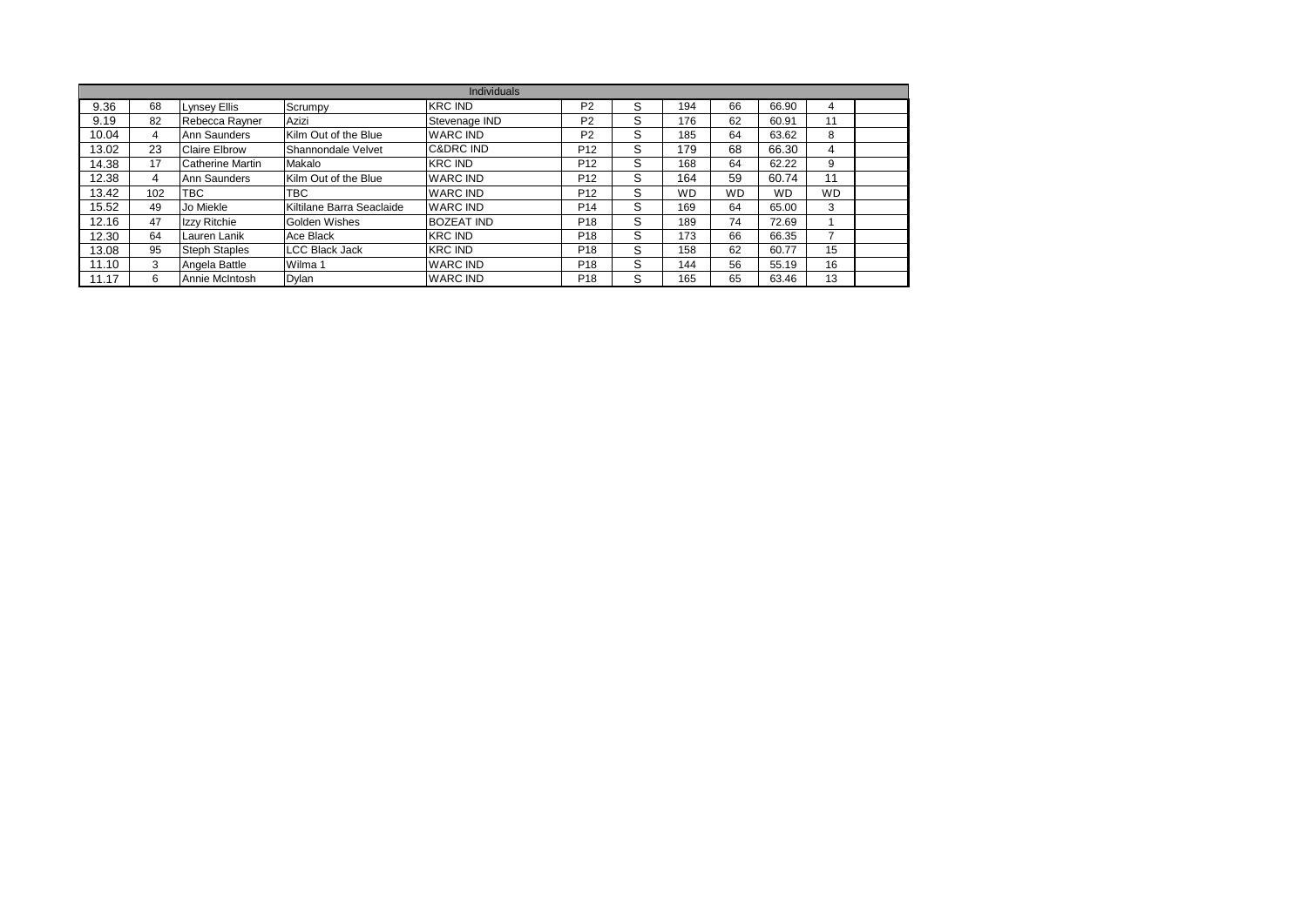| Individuals | | | | | | | | | | | | |
|---|---|---|---|---|---|---|---|---|---|---|---|---|
| 9.36 | 68 | Lynsey Ellis | Scrumpy | KRC IND | P2 | S | 194 | 66 | 66.90 | 4 | |
| 9.19 | 82 | Rebecca Rayner | Azizi | Stevenage IND | P2 | S | 176 | 62 | 60.91 | 11 | |
| 10.04 | 4 | Ann Saunders | Kilm Out of the Blue | WARC IND | P2 | S | 185 | 64 | 63.62 | 8 | |
| 13.02 | 23 | Claire Elbrow | Shannondale Velvet | C&DRC IND | P12 | S | 179 | 68 | 66.30 | 4 | |
| 14.38 | 17 | Catherine Martin | Makalo | KRC IND | P12 | S | 168 | 64 | 62.22 | 9 | |
| 12.38 | 4 | Ann Saunders | Kilm Out of the Blue | WARC IND | P12 | S | 164 | 59 | 60.74 | 11 | |
| 13.42 | 102 | TBC | TBC | WARC IND | P12 | S | WD | WD | WD | WD | |
| 15.52 | 49 | Jo Miekle | Kiltilane Barra Seaclaide | WARC IND | P14 | S | 169 | 64 | 65.00 | 3 | |
| 12.16 | 47 | Izzy Ritchie | Golden Wishes | BOZEAT IND | P18 | S | 189 | 74 | 72.69 | 1 | |
| 12.30 | 64 | Lauren Lanik | Ace Black | KRC IND | P18 | S | 173 | 66 | 66.35 | 7 | |
| 13.08 | 95 | Steph Staples | LCC Black Jack | KRC IND | P18 | S | 158 | 62 | 60.77 | 15 | |
| 11.10 | 3 | Angela Battle | Wilma 1 | WARC IND | P18 | S | 144 | 56 | 55.19 | 16 | |
| 11.17 | 6 | Annie McIntosh | Dylan | WARC IND | P18 | S | 165 | 65 | 63.46 | 13 | |